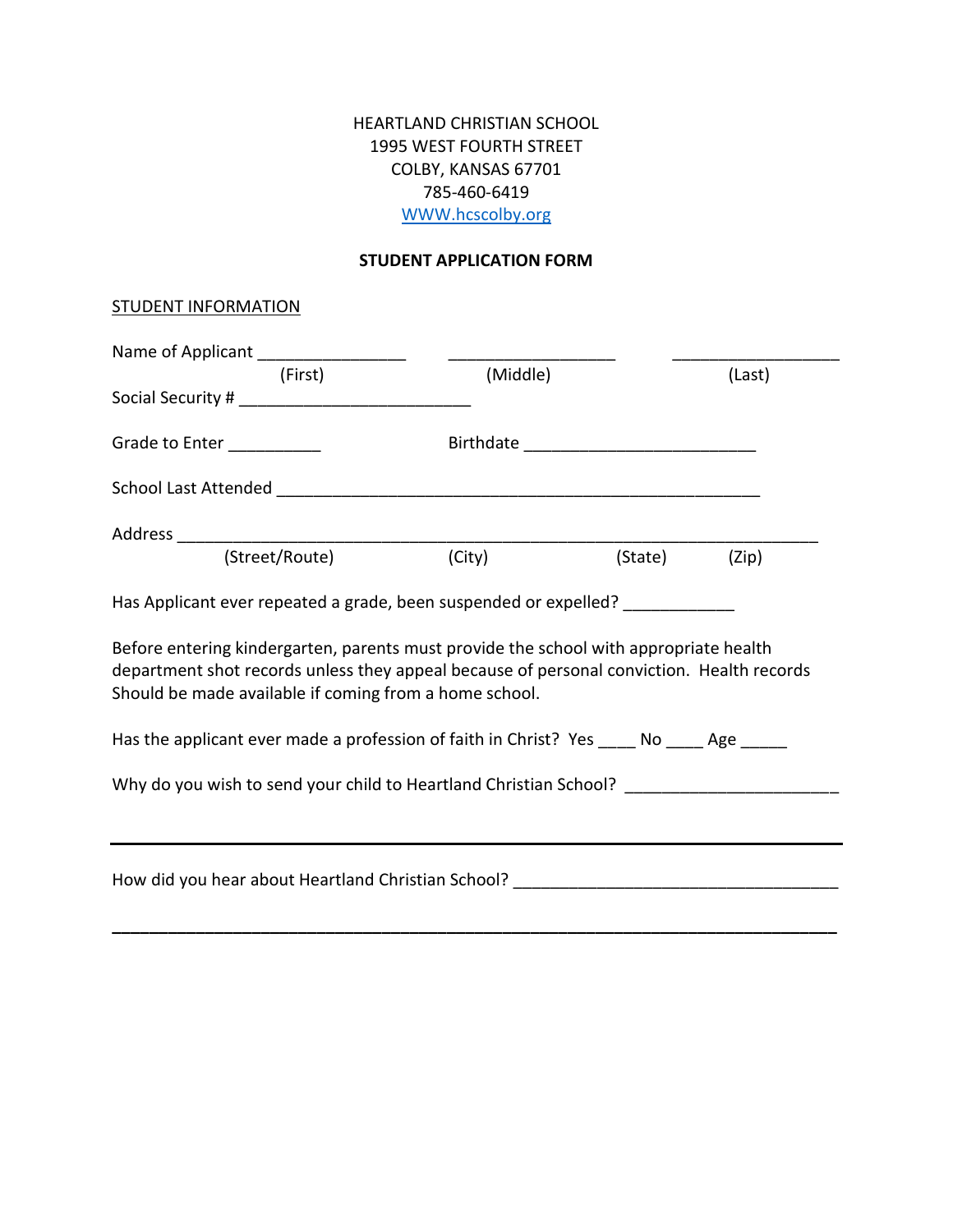HEARTLAND CHRISTIAN SCHOOL
1995 WEST FOURTH STREET
COLBY, KANSAS 67701
785-460-6419
[WWW.hcscolby.org](http://WWW.hcscolby.org)

**STUDENT APPLICATION FORM**

STUDENT INFORMATION

Name of Applicant ________________ __________________ __________________
(First) (Middle) (Last)

Social Security # _________________________

Grade to Enter __________ Birthdate _________________________

School Last Attended _____________________________________________________

Address ______________________________________________________________________
(Street/Route) (City) (State) (Zip)

Has Applicant ever repeated a grade, been suspended or expelled? ____________

Before entering kindergarten, parents must provide the school with appropriate health department shot records unless they appeal because of personal conviction. Health records Should be made available if coming from a home school.

Has the applicant ever made a profession of faith in Christ? Yes ____ No ____ Age _____

Why do you wish to send your child to Heartland Christian School? _______________________

_______________________________________________________________________________

How did you hear about Heartland Christian School? ___________________________________

_______________________________________________________________________________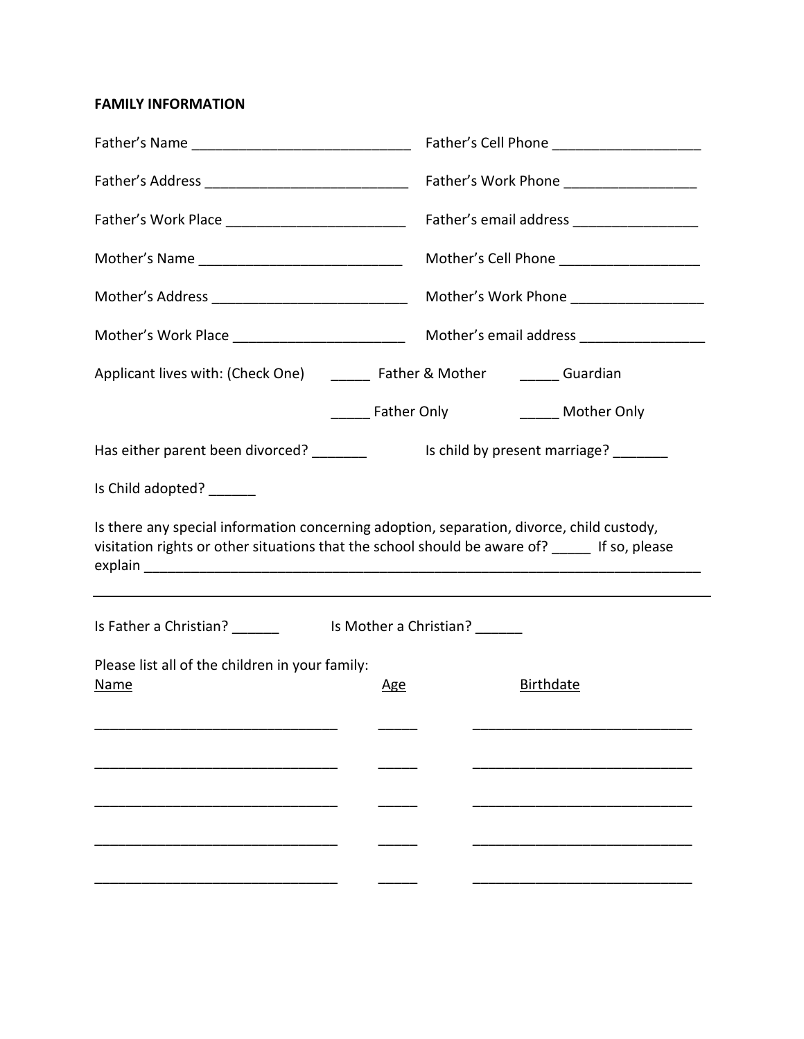**FAMILY INFORMATION**

Father's Name ____________________________ Father's Cell Phone ___________________

Father's Address __________________________ Father's Work Phone _________________

Father's Work Place _______________________ Father's email address ________________

Mother's Name __________________________ Mother's Cell Phone __________________

Mother's Address _________________________ Mother's Work Phone _________________

Mother's Work Place ______________________ Mother's email address ________________

Applicant lives with: (Check One) _____ Father & Mother _____ Guardian

_____ Father Only _____ Mother Only

Has either parent been divorced? _______ Is child by present marriage? _______

Is Child adopted? ______

Is there any special information concerning adoption, separation, divorce, child custody, visitation rights or other situations that the school should be aware of? _____ If so, please explain ________________________________________________________________________

---

Is Father a Christian? ______ Is Mother a Christian? ______

Please list all of the children in your family:

| Name | Age | Birthdate |
| --- | --- | --- |
| _______________________________ | _____ | ____________________________ |
| _______________________________ | _____ | ____________________________ |
| _______________________________ | _____ | ____________________________ |
| _______________________________ | _____ | ____________________________ |
| _______________________________ | _____ | ____________________________ |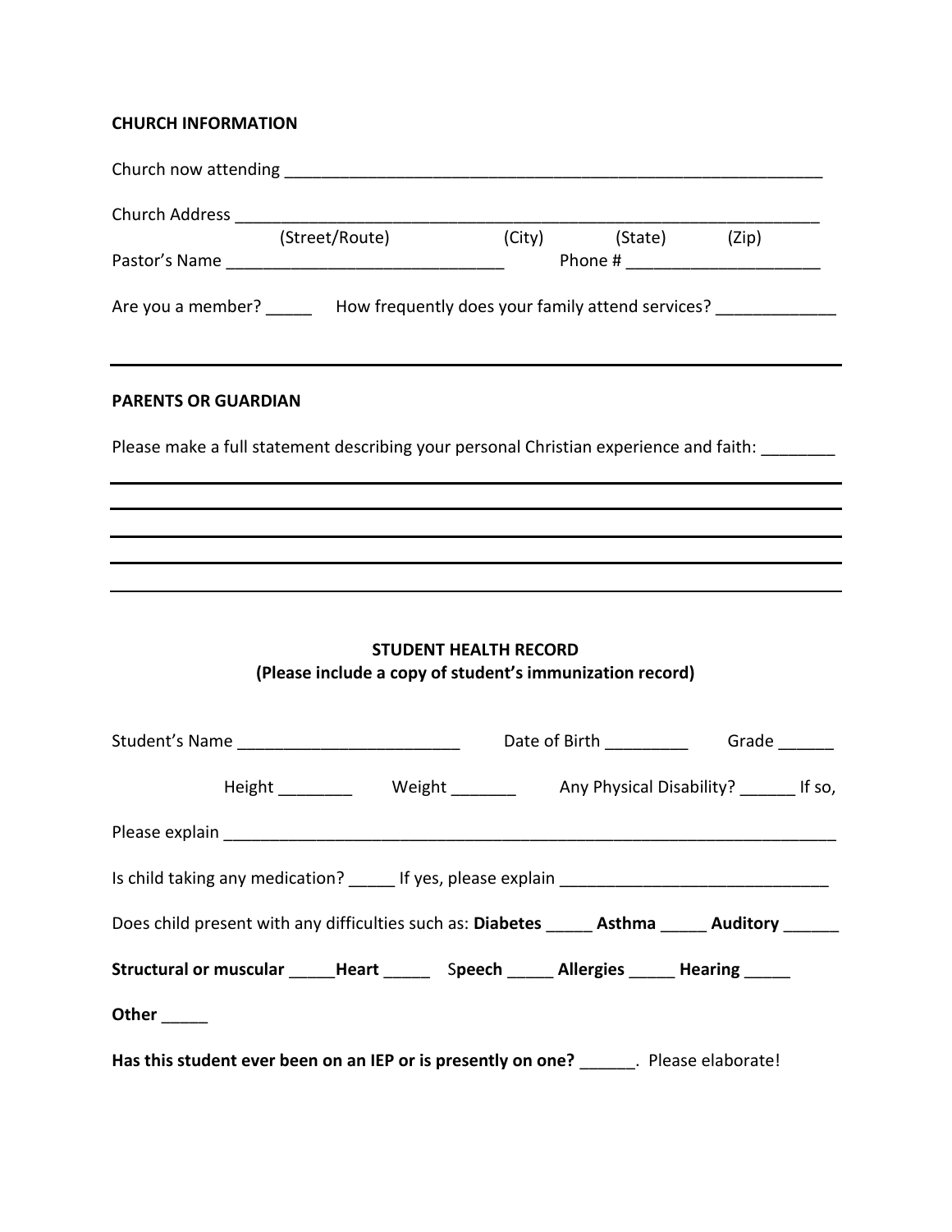**CHURCH INFORMATION**

Church now attending ____________________________________________________________

Church Address ___________________________________________________________________

(Street/Route) (City) (State) (Zip)

Pastor's Name _____________________________ Phone # ____________________

Are you a member? _____ How frequently does your family attend services? ____________

---

**PARENTS OR GUARDIAN**

Please make a full statement describing your personal Christian experience and faith: ________

---

---

---

---

---

**STUDENT HEALTH RECORD**
**(Please include a copy of student's immunization record)**

Student's Name ________________________ Date of Birth _________ Grade ______

Height ________ Weight _______ Any Physical Disability? ______ If so,

Please explain ____________________________________________________________________

Is child taking any medication? _____ If yes, please explain _____________________________

Does child present with any difficulties such as: **Diabetes** _____ **Asthma** _____ **Auditory** ______

**Structural or muscular** _____**Heart** _____ S**peech** _____ **Allergies** _____ **Hearing** _____

**Other** _____

**Has this student ever been on an IEP or is presently on one?** ______. Please elaborate!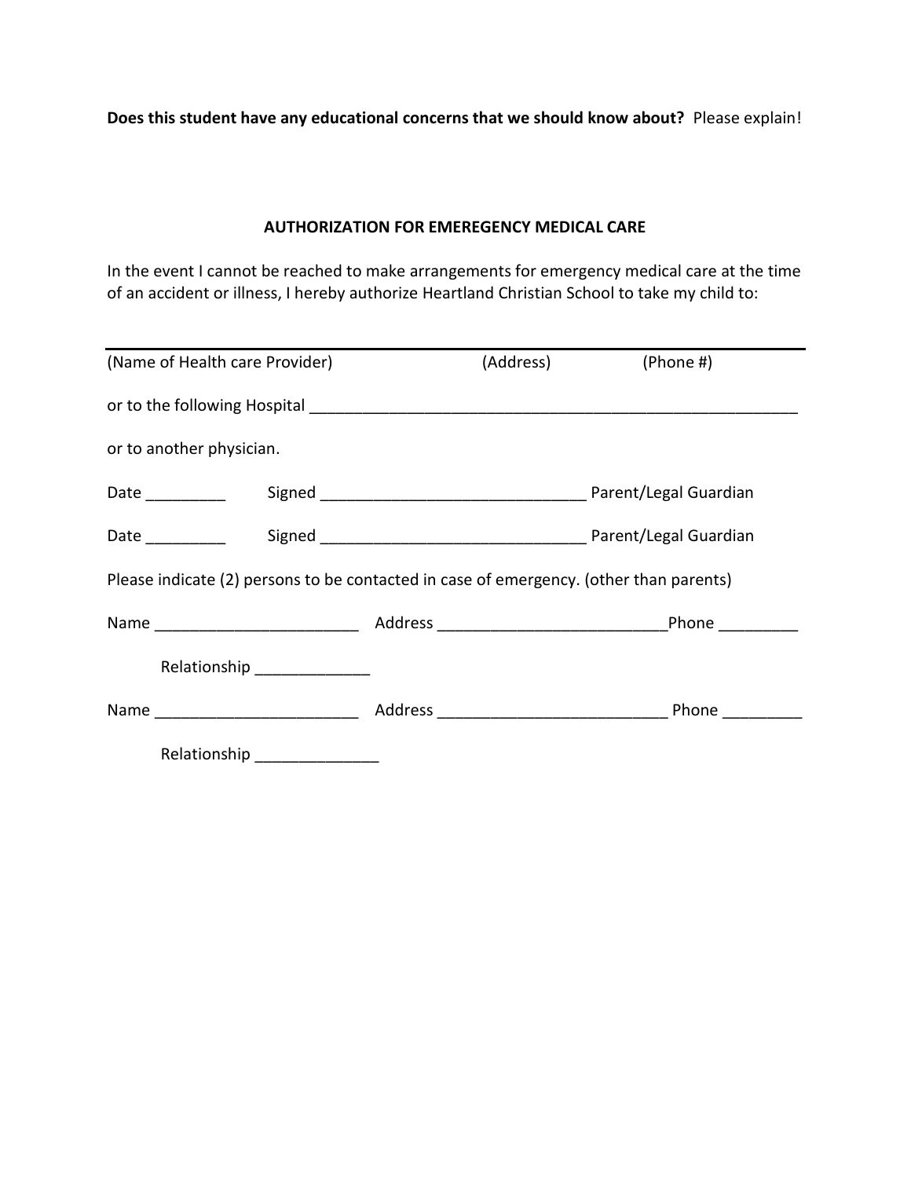**Does this student have any educational concerns that we should know about?** Please explain!

**AUTHORIZATION FOR EMEREGENCY MEDICAL CARE**

In the event I cannot be reached to make arrangements for emergency medical care at the time of an accident or illness, I hereby authorize Heartland Christian School to take my child to:

___

(Name of Health care Provider) (Address) (Phone #)

or to the following Hospital ___________________________________________________________

or to another physician.

Date _________ Signed _____________________________ Parent/Legal Guardian

Date _________ Signed _____________________________ Parent/Legal Guardian

Please indicate (2) persons to be contacted in case of emergency. (other than parents)

Name _______________________ Address _________________________Phone _________

Relationship _____________

Name _______________________ Address _________________________ Phone _________

Relationship ______________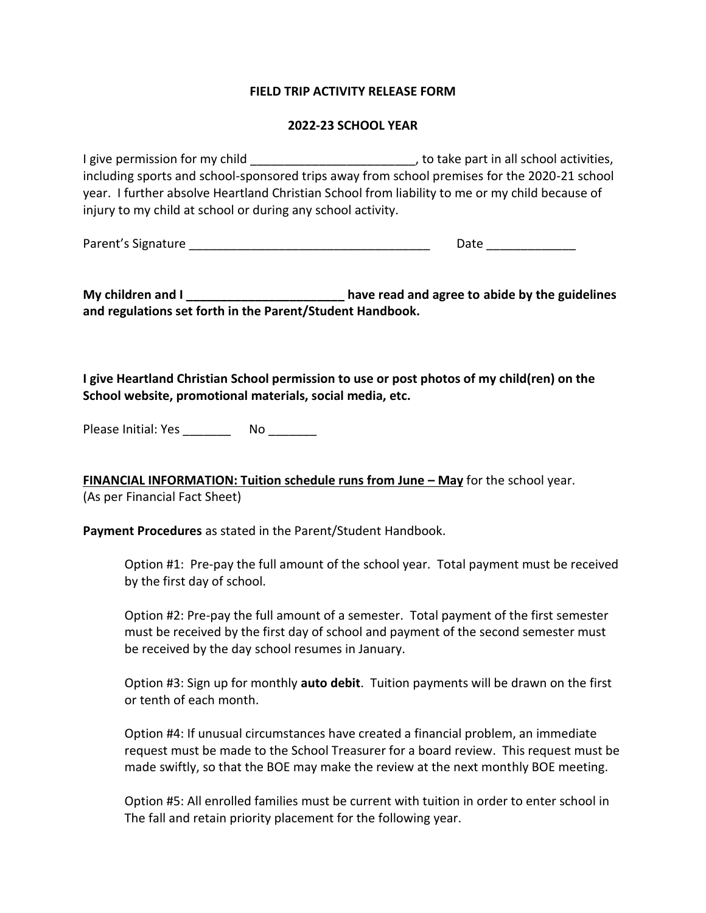**FIELD TRIP ACTIVITY RELEASE FORM**

**2022-23 SCHOOL YEAR**

I give permission for my child ________________________, to take part in all school activities, including sports and school-sponsored trips away from school premises for the 2020-21 school year. I further absolve Heartland Christian School from liability to me or my child because of injury to my child at school or during any school activity.

Parent's Signature ____________________________________ Date _____________

**My children and I _______________________ have read and agree to abide by the guidelines and regulations set forth in the Parent/Student Handbook.**

**I give Heartland Christian School permission to use or post photos of my child(ren) on the School website, promotional materials, social media, etc.**

Please Initial: Yes _______ No _______

**FINANCIAL INFORMATION: Tuition schedule runs from June – May** for the school year. (As per Financial Fact Sheet)

**Payment Procedures** as stated in the Parent/Student Handbook.

Option #1: Pre-pay the full amount of the school year. Total payment must be received by the first day of school.

Option #2: Pre-pay the full amount of a semester. Total payment of the first semester must be received by the first day of school and payment of the second semester must be received by the day school resumes in January.

Option #3: Sign up for monthly **auto debit**. Tuition payments will be drawn on the first or tenth of each month.

Option #4: If unusual circumstances have created a financial problem, an immediate request must be made to the School Treasurer for a board review. This request must be made swiftly, so that the BOE may make the review at the next monthly BOE meeting.

Option #5: All enrolled families must be current with tuition in order to enter school in The fall and retain priority placement for the following year.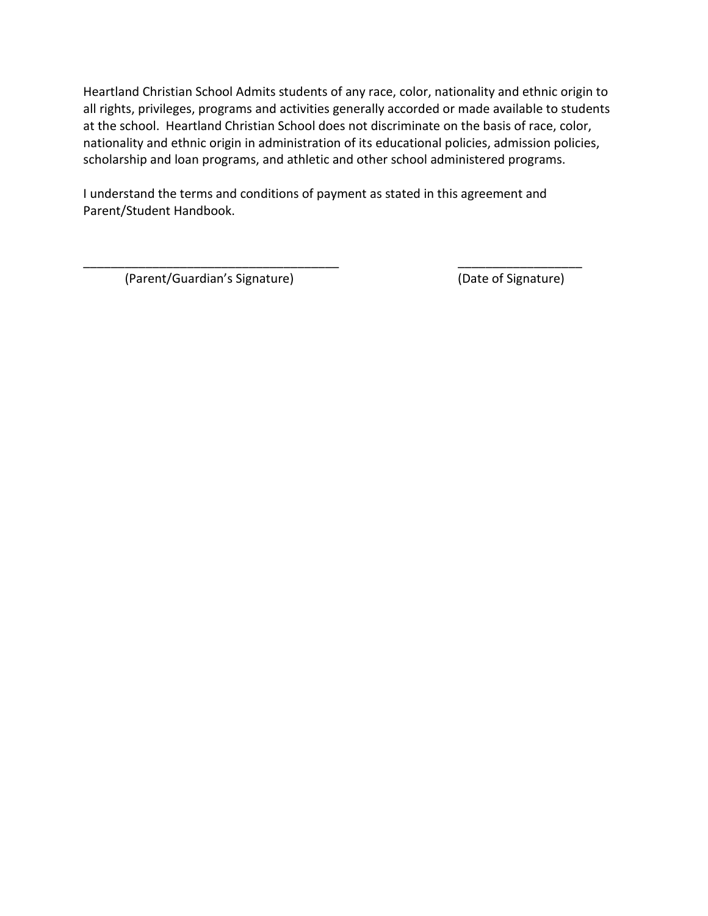Heartland Christian School Admits students of any race, color, nationality and ethnic origin to all rights, privileges, programs and activities generally accorded or made available to students at the school. Heartland Christian School does not discriminate on the basis of race, color, nationality and ethnic origin in administration of its educational policies, admission policies, scholarship and loan programs, and athletic and other school administered programs.

I understand the terms and conditions of payment as stated in this agreement and Parent/Student Handbook.

______________________________________ ___________________

(Parent/Guardian's Signature) (Date of Signature)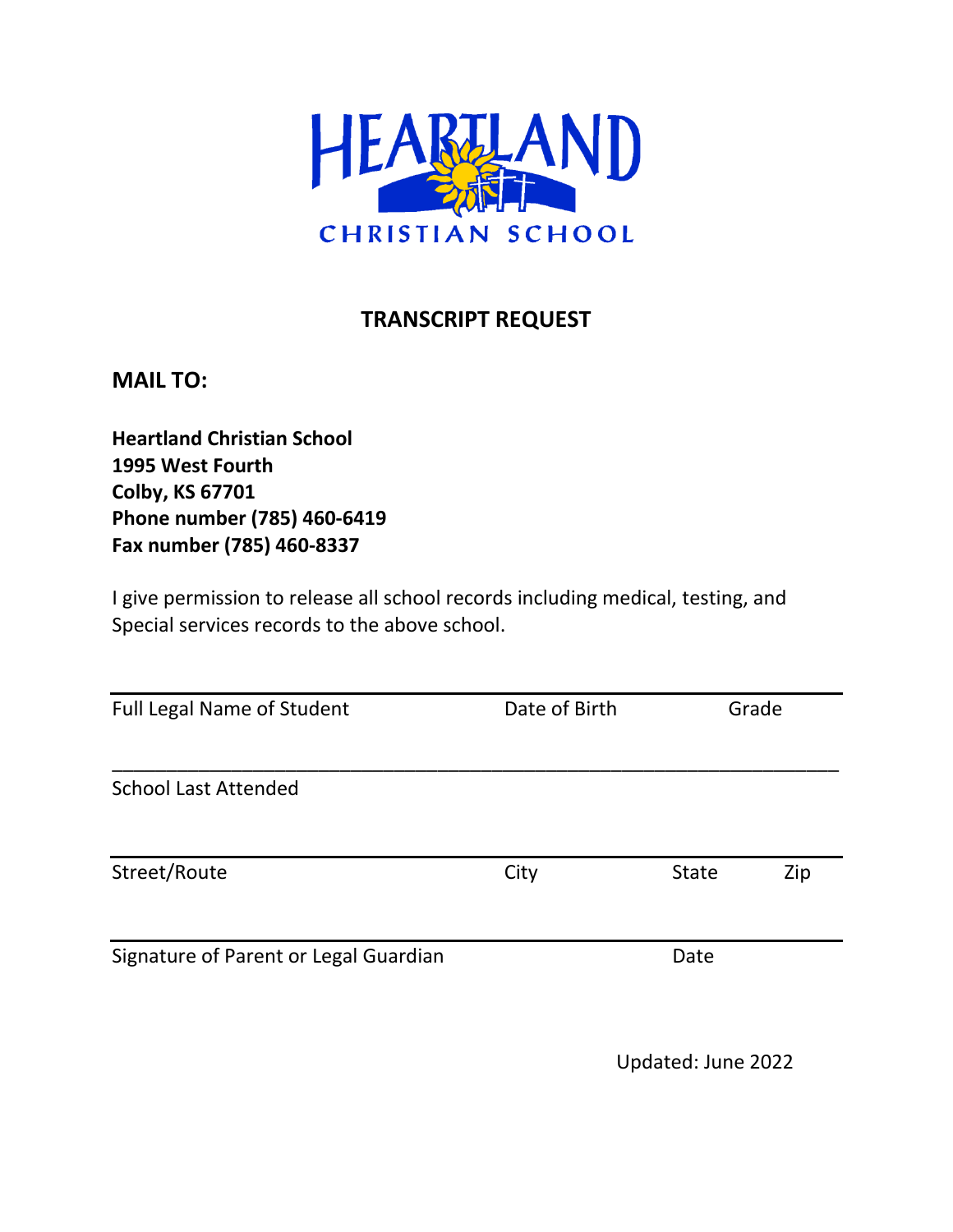# HEARTLAND CHRISTIAN SCHOOL

## TRANSCRIPT REQUEST

### MAIL TO:

**Heartland Christian School**
**1995 West Fourth**
**Colby, KS 67701**
**Phone number (785) 460-6419**
**Fax number (785) 460-8337**

I give permission to release all school records including medical, testing, and Special services records to the above school.

_______________________________________________________________

Full Legal Name of Student　　　　Date of Birth　　　　Grade

_______________________________________________________________

School Last Attended

_______________________________________________________________

Street/Route　　　　City　　　　State　　　　Zip

_______________________________________________________________

Signature of Parent or Legal Guardian　　　　Date

Updated: June 2022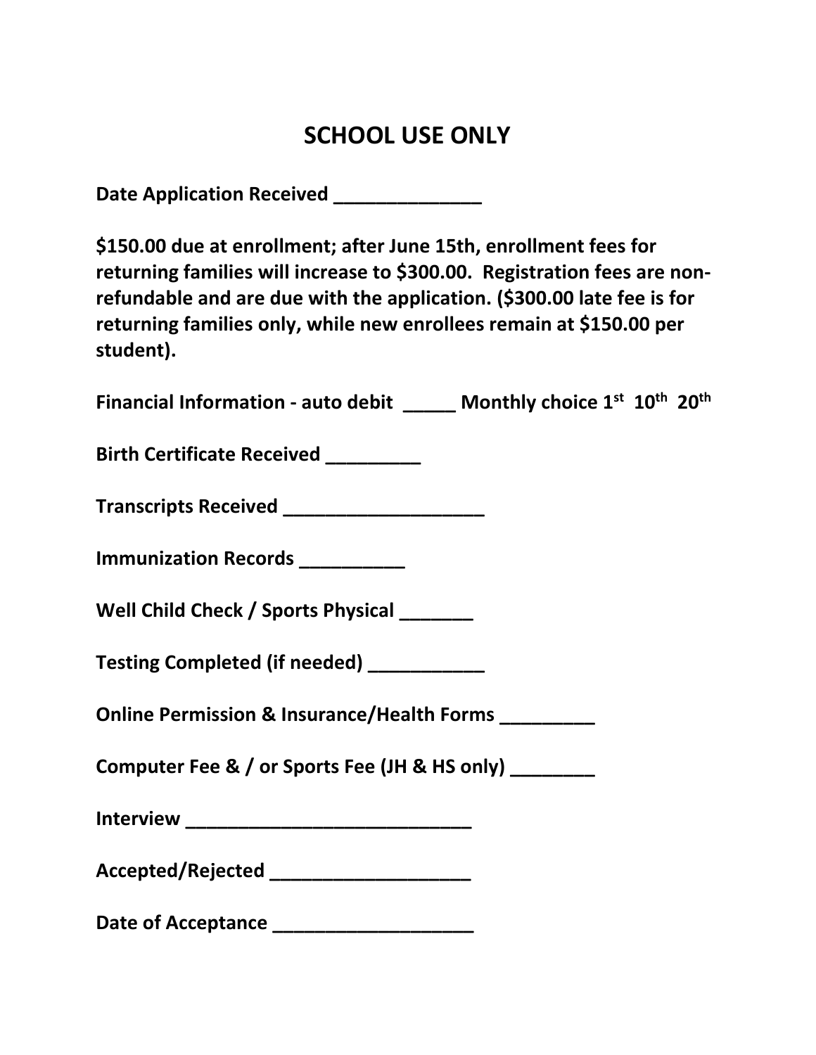# SCHOOL USE ONLY

**Date Application Received ______________**

**$150.00 due at enrollment; after June 15th, enrollment fees for returning families will increase to $300.00. Registration fees are non-refundable and are due with the application. ($300.00 late fee is for returning families only, while new enrollees remain at $150.00 per student).**

**Financial Information - auto debit _____ Monthly choice 1st 10th 20th**

**Birth Certificate Received _________**

**Transcripts Received ___________________**

**Immunization Records __________**

**Well Child Check / Sports Physical _______**

**Testing Completed (if needed) ___________**

**Online Permission & Insurance/Health Forms _________**

**Computer Fee & / or Sports Fee (JH & HS only) ________**

**Interview ___________________________**

**Accepted/Rejected ___________________**

**Date of Acceptance ___________________**